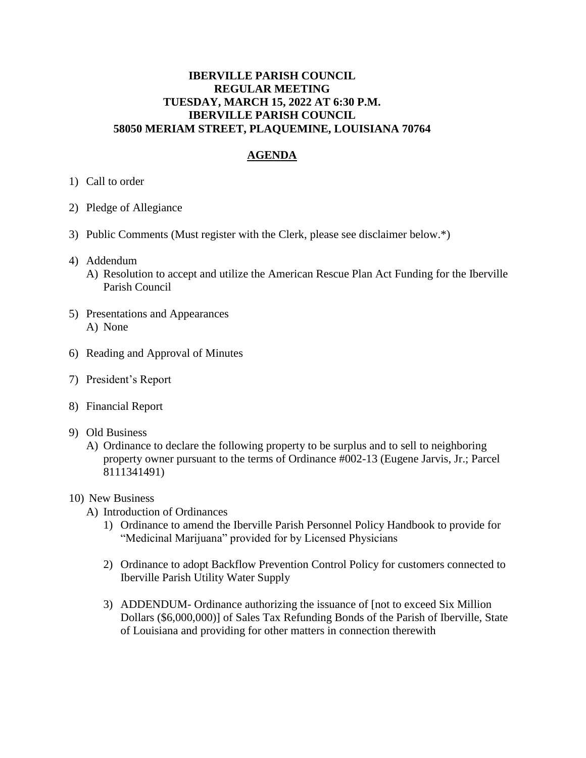**IBERVILLE PARISH COUNCIL**
**REGULAR MEETING**
**TUESDAY, MARCH 15, 2022 AT 6:30 P.M.**
**IBERVILLE PARISH COUNCIL**
**58050 MERIAM STREET, PLAQUEMINE, LOUISIANA 70764**

## AGENDA

1) Call to order

2) Pledge of Allegiance

3) Public Comments (Must register with the Clerk, please see disclaimer below.*)

4) Addendum
   A) Resolution to accept and utilize the American Rescue Plan Act Funding for the Iberville Parish Council

5) Presentations and Appearances
   A) None

6) Reading and Approval of Minutes

7) President's Report

8) Financial Report

9) Old Business
   A) Ordinance to declare the following property to be surplus and to sell to neighboring property owner pursuant to the terms of Ordinance #002-13 (Eugene Jarvis, Jr.; Parcel 8111341491)

10) New Business
   A) Introduction of Ordinances
      1) Ordinance to amend the Iberville Parish Personnel Policy Handbook to provide for "Medicinal Marijuana" provided for by Licensed Physicians

      2) Ordinance to adopt Backflow Prevention Control Policy for customers connected to Iberville Parish Utility Water Supply

      3) ADDENDUM- Ordinance authorizing the issuance of [not to exceed Six Million Dollars ($6,000,000)] of Sales Tax Refunding Bonds of the Parish of Iberville, State of Louisiana and providing for other matters in connection therewith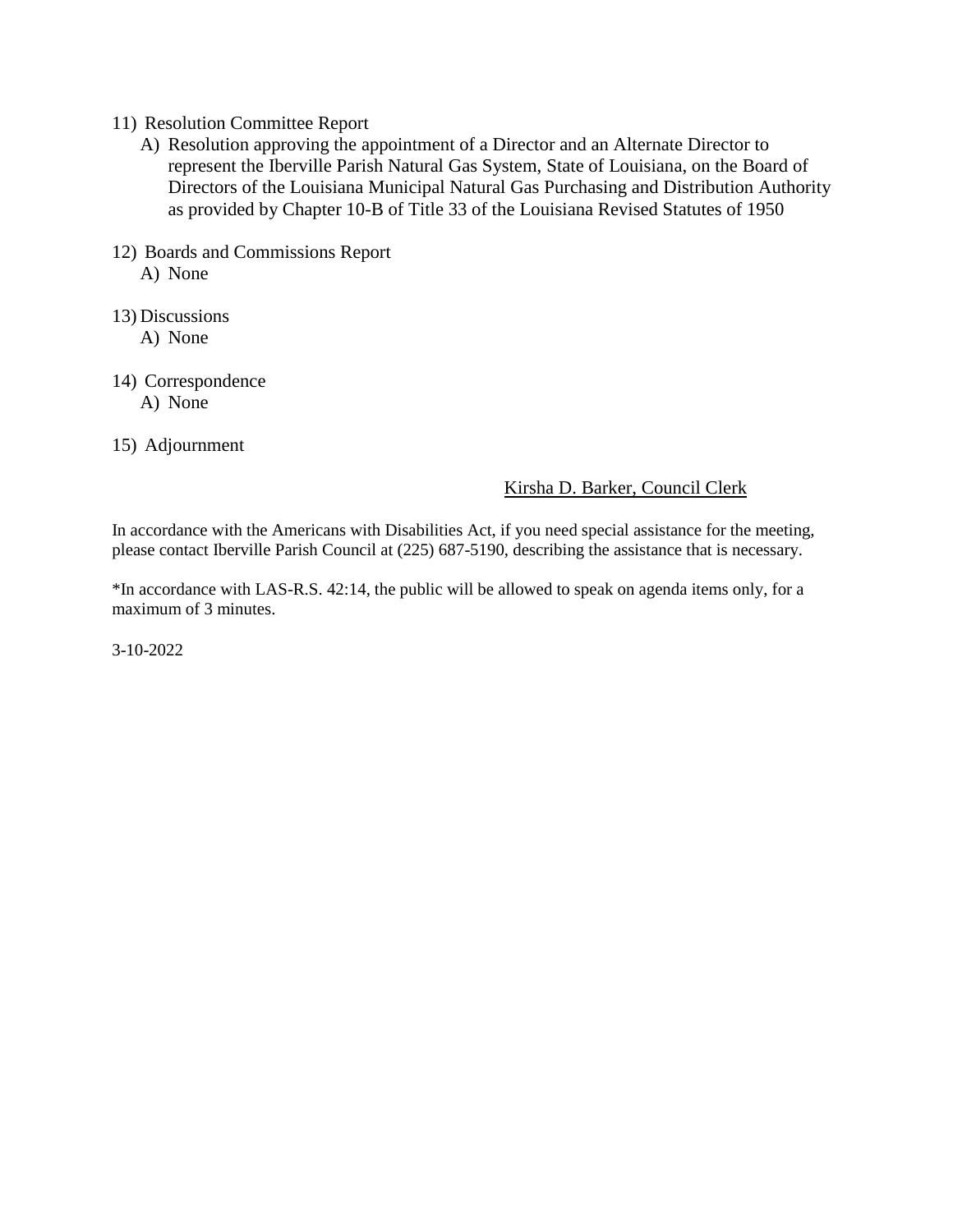11) Resolution Committee Report
  A) Resolution approving the appointment of a Director and an Alternate Director to represent the Iberville Parish Natural Gas System, State of Louisiana, on the Board of Directors of the Louisiana Municipal Natural Gas Purchasing and Distribution Authority as provided by Chapter 10-B of Title 33 of the Louisiana Revised Statutes of 1950

12) Boards and Commissions Report
  A) None

13) Discussions
  A) None

14) Correspondence
  A) None

15) Adjournment

Kirsha D. Barker, Council Clerk

In accordance with the Americans with Disabilities Act, if you need special assistance for the meeting, please contact Iberville Parish Council at (225) 687-5190, describing the assistance that is necessary.

*In accordance with LAS-R.S. 42:14, the public will be allowed to speak on agenda items only, for a maximum of 3 minutes.

3-10-2022